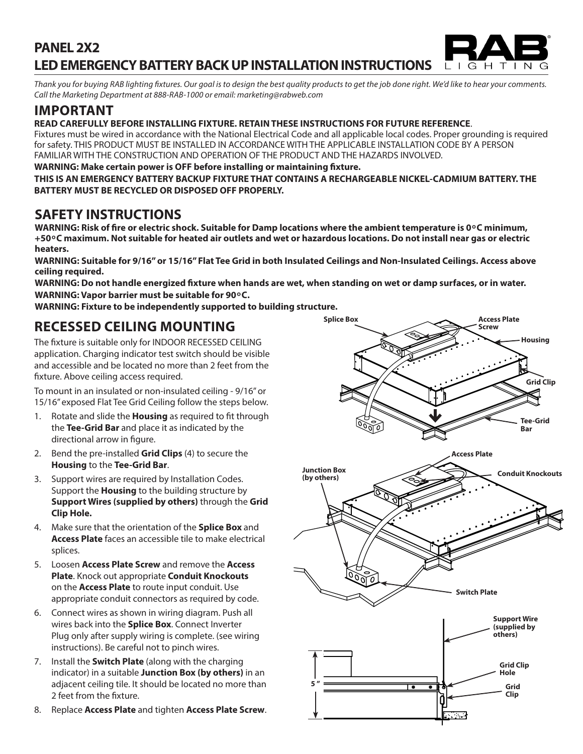# PANEL 2X2
# LED EMERGENCY BATTERY BACK UP INSTALLATION INSTRUCTIONS

*Thank you for buying RAB lighting fixtures. Our goal is to design the best quality products to get the job done right. We'd like to hear your comments. Call the Marketing Department at 888-RAB-1000 or email: marketing@rabweb.com*

## IMPORTANT

**READ CAREFULLY BEFORE INSTALLING FIXTURE. RETAIN THESE INSTRUCTIONS FOR FUTURE REFERENCE**.

Fixtures must be wired in accordance with the National Electrical Code and all applicable local codes. Proper grounding is required for safety. THIS PRODUCT MUST BE INSTALLED IN ACCORDANCE WITH THE APPLICABLE INSTALLATION CODE BY A PERSON FAMILIAR WITH THE CONSTRUCTION AND OPERATION OF THE PRODUCT AND THE HAZARDS INVOLVED.

**WARNING: Make certain power is OFF before installing or maintaining fixture.**

**THIS IS AN EMERGENCY BATTERY BACKUP FIXTURE THAT CONTAINS A RECHARGEABLE NICKEL-CADMIUM BATTERY. THE BATTERY MUST BE RECYCLED OR DISPOSED OFF PROPERLY.**

## SAFETY INSTRUCTIONS

**WARNING: Risk of fire or electric shock. Suitable for Damp locations where the ambient temperature is 0ºC minimum, +50ºC maximum. Not suitable for heated air outlets and wet or hazardous locations. Do not install near gas or electric heaters.**

**WARNING: Suitable for 9/16" or 15/16" Flat Tee Grid in both Insulated Ceilings and Non-Insulated Ceilings. Access above ceiling required.**

**WARNING: Do not handle energized fixture when hands are wet, when standing on wet or damp surfaces, or in water.**

**WARNING: Vapor barrier must be suitable for 90ºC.**

**WARNING: Fixture to be independently supported to building structure.**

## RECESSED CEILING MOUNTING

The fixture is suitable only for INDOOR RECESSED CEILING application. Charging indicator test switch should be visible and accessible and be located no more than 2 feet from the fixture. Above ceiling access required.

To mount in an insulated or non-insulated ceiling - 9/16" or 15/16" exposed Flat Tee Grid Ceiling follow the steps below.

1. Rotate and slide the **Housing** as required to fit through the **Tee-Grid Bar** and place it as indicated by the directional arrow in figure.
2. Bend the pre-installed **Grid Clips** (4) to secure the **Housing** to the **Tee-Grid Bar**.
3. Support wires are required by Installation Codes. Support the **Housing** to the building structure by **Support Wires (supplied by others)** through the **Grid Clip Hole.**
4. Make sure that the orientation of the **Splice Box** and **Access Plate** faces an accessible tile to make electrical splices.
5. Loosen **Access Plate Screw** and remove the **Access Plate**. Knock out appropriate **Conduit Knockouts** on the **Access Plate** to route input conduit. Use appropriate conduit connectors as required by code.
6. Connect wires as shown in wiring diagram. Push all wires back into the **Splice Box**. Connect Inverter Plug only after supply wiring is complete. (see wiring instructions). Be careful not to pinch wires.
7. Install the **Switch Plate** (along with the charging indicator) in a suitable **Junction Box (by others)** in an adjacent ceiling tile. It should be located no more than 2 feet from the fixture.
8. Replace **Access Plate** and tighten **Access Plate Screw**.

Splice Box, Access Plate Screw, Housing, Grid Clip, Tee-Grid Bar

Junction Box (by others), Access Plate, Conduit Knockouts, Switch Plate

Support Wire (supplied by others), Grid Clip Hole, Grid Clip, 5"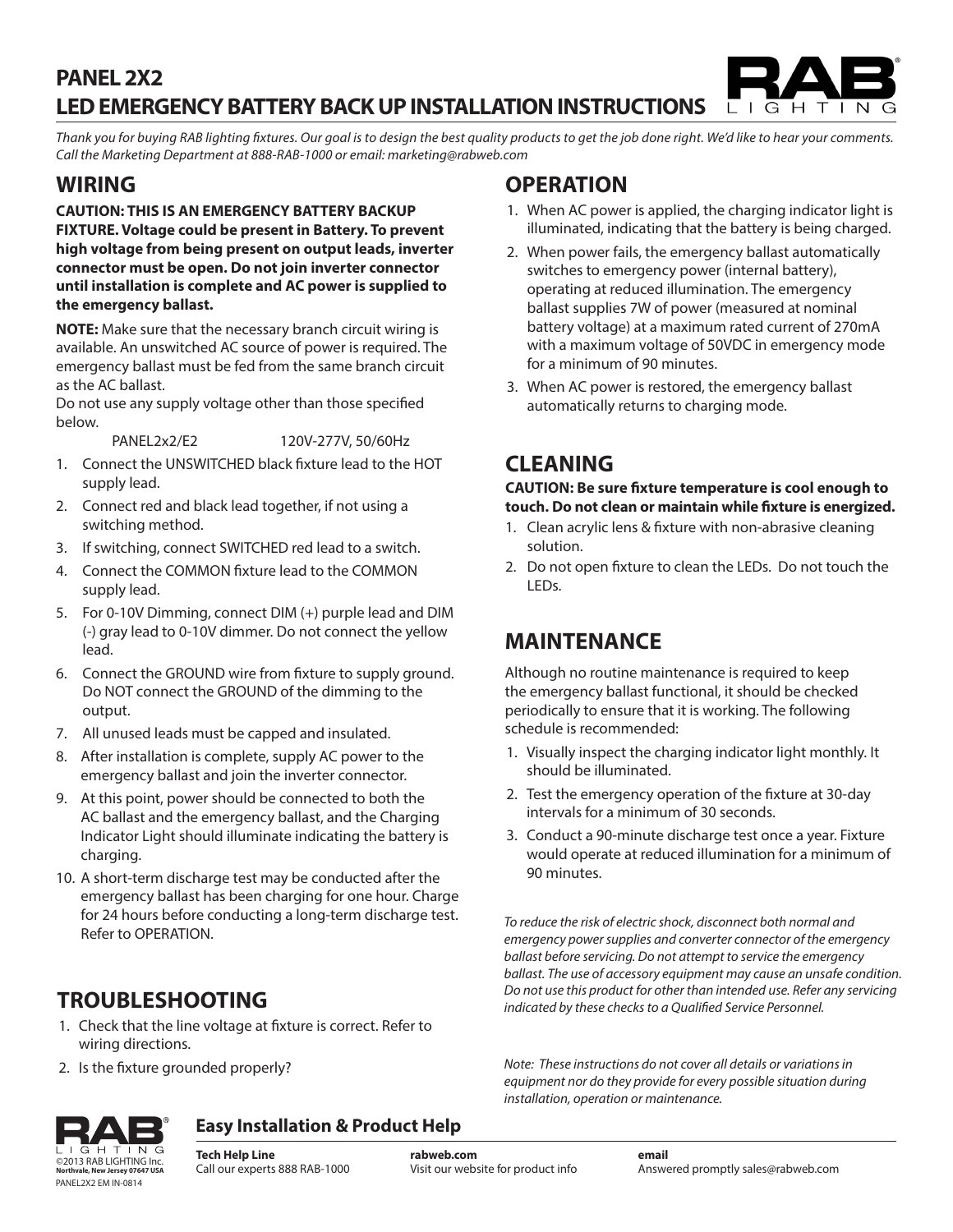# PANEL 2X2
# LED EMERGENCY BATTERY BACK UP INSTALLATION INSTRUCTIONS

*Thank you for buying RAB lighting fixtures. Our goal is to design the best quality products to get the job done right. We'd like to hear your comments. Call the Marketing Department at 888-RAB-1000 or email: marketing@rabweb.com*

## WIRING

**CAUTION: THIS IS AN EMERGENCY BATTERY BACKUP FIXTURE. Voltage could be present in Battery. To prevent high voltage from being present on output leads, inverter connector must be open. Do not join inverter connector until installation is complete and AC power is supplied to the emergency ballast.**

**NOTE:** Make sure that the necessary branch circuit wiring is available. An unswitched AC source of power is required. The emergency ballast must be fed from the same branch circuit as the AC ballast.

Do not use any supply voltage other than those specified below.

PANEL2x2/E2 120V-277V, 50/60Hz

1. Connect the UNSWITCHED black fixture lead to the HOT supply lead.
2. Connect red and black lead together, if not using a switching method.
3. If switching, connect SWITCHED red lead to a switch.
4. Connect the COMMON fixture lead to the COMMON supply lead.
5. For 0-10V Dimming, connect DIM (+) purple lead and DIM (-) gray lead to 0-10V dimmer. Do not connect the yellow lead.
6. Connect the GROUND wire from fixture to supply ground. Do NOT connect the GROUND of the dimming to the output.
7. All unused leads must be capped and insulated.
8. After installation is complete, supply AC power to the emergency ballast and join the inverter connector.
9. At this point, power should be connected to both the AC ballast and the emergency ballast, and the Charging Indicator Light should illuminate indicating the battery is charging.
10. A short-term discharge test may be conducted after the emergency ballast has been charging for one hour. Charge for 24 hours before conducting a long-term discharge test. Refer to OPERATION.

## TROUBLESHOOTING

1. Check that the line voltage at fixture is correct. Refer to wiring directions.
2. Is the fixture grounded properly?

## OPERATION

1. When AC power is applied, the charging indicator light is illuminated, indicating that the battery is being charged.
2. When power fails, the emergency ballast automatically switches to emergency power (internal battery), operating at reduced illumination. The emergency ballast supplies 7W of power (measured at nominal battery voltage) at a maximum rated current of 270mA with a maximum voltage of 50VDC in emergency mode for a minimum of 90 minutes.
3. When AC power is restored, the emergency ballast automatically returns to charging mode.

## CLEANING

**CAUTION: Be sure fixture temperature is cool enough to touch. Do not clean or maintain while fixture is energized.**

1. Clean acrylic lens & fixture with non-abrasive cleaning solution.
2. Do not open fixture to clean the LEDs. Do not touch the LEDs.

## MAINTENANCE

Although no routine maintenance is required to keep the emergency ballast functional, it should be checked periodically to ensure that it is working. The following schedule is recommended:

1. Visually inspect the charging indicator light monthly. It should be illuminated.
2. Test the emergency operation of the fixture at 30-day intervals for a minimum of 30 seconds.
3. Conduct a 90-minute discharge test once a year. Fixture would operate at reduced illumination for a minimum of 90 minutes.

*To reduce the risk of electric shock, disconnect both normal and emergency power supplies and converter connector of the emergency ballast before servicing. Do not attempt to service the emergency ballast. The use of accessory equipment may cause an unsafe condition. Do not use this product for other than intended use. Refer any servicing indicated by these checks to a Qualified Service Personnel.*

*Note: These instructions do not cover all details or variations in equipment nor do they provide for every possible situation during installation, operation or maintenance.*

## Easy Installation & Product Help

**Tech Help Line**
Call our experts 888 RAB-1000

**rabweb.com**
Visit our website for product info

**email**
Answered promptly sales@rabweb.com

©2013 RAB LIGHTING Inc.
Northvale, New Jersey 07647 USA
PANEL2X2 EM IN-0814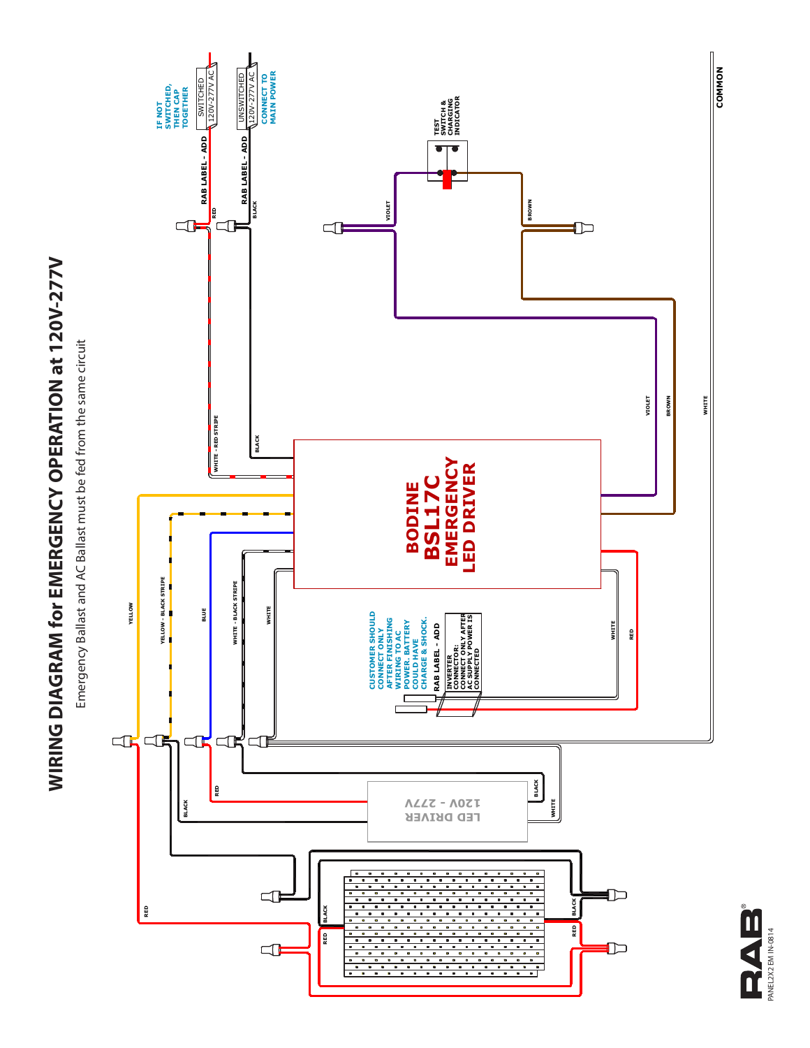# WIRING DIAGRAM for EMERGENCY OPERATION at 120V-277V

Emergency Ballast and AC Ballast must be fed from the same circuit

**BODINE BSL17C EMERGENCY LED DRIVER**

LED DRIVER 120V - 277V

IF NOT SWITCHED, THEN CAP TOGETHER

SWITCHED 120V-277V AC

RAB LABEL - ADD

UNSWITCHED 120V-277V AC

CONNECT TO MAIN POWER

TEST SWITCH & CHARGING INDICATOR

COMMON

CUSTOMER SHOULD CONNECT ONLY AFTER FINISHING WIRING TO AC POWER. BATTERY COULD HAVE CHARGE & SHOCK.

RAB LABEL - ADD

INVERTER CONNECTOR: CONNECT ONLY AFTER AC SUPPLY POWER IS CONNECTED

RED, BLACK, WHITE - RED STRIPE, VIOLET, BROWN, WHITE, YELLOW, YELLOW - BLACK STRIPE, BLUE, WHITE - BLACK STRIPE

PANEL2X2 EM IN-0814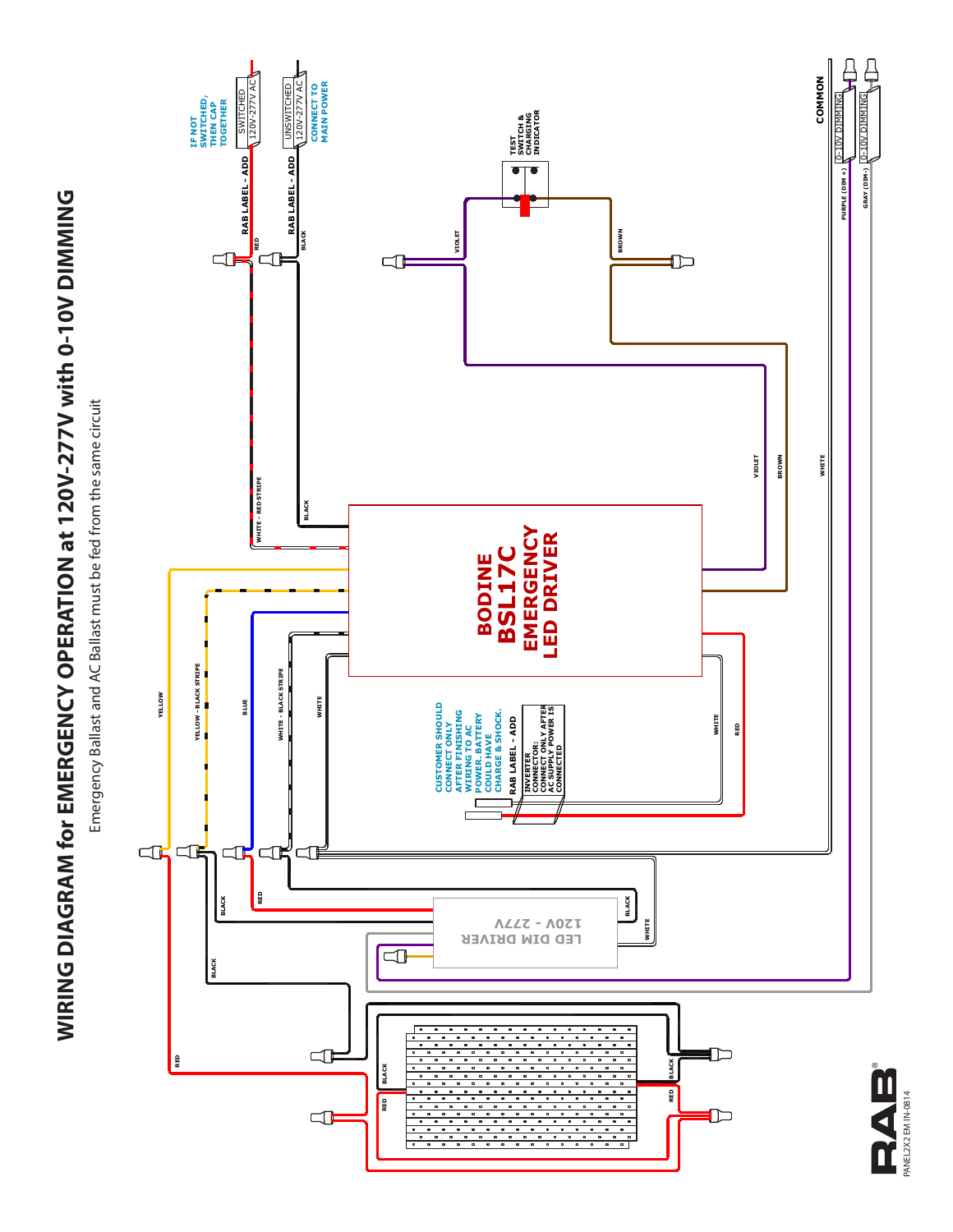# WIRING DIAGRAM for EMERGENCY OPERATION at 120V-277V with 0-10V DIMMING

Emergency Ballast and AC Ballast must be fed from the same circuit

IF NOT SWITCHED, THEN CAP TOGETHER

RAB LABEL - ADD

SWITCHED 120V-277V AC

RAB LABEL - ADD

UNSWITCHED 120V-277V AC

CONNECT TO MAIN POWER

RED

BLACK

TEST SWITCH & CHARGING INDICATOR

VIOLET

BROWN

WHITE - RED STRIPE

BLACK

VIOLET

BROWN

WHITE

COMMON

PURPLE (DIM +) 0-10V DIMMING

GRAY (DIM -) 0-10V DIMMING

BODINE BSL17C EMERGENCY LED DRIVER

YELLOW

YELLOW - BLACK STRIPE

BLUE

WHITE - BLACK STRIPE

WHITE

CUSTOMER SHOULD CONNECT ONLY AFTER FINISHING WIRING TO AC POWER. BATTERY COULD HAVE CHARGE & SHOCK.

RAB LABEL - ADD

INVERTER CONNECTOR: CONNECT ONLY AFTER AC SUPPLY POWER IS CONNECTED

WHITE

RED

BLACK

RED

BLACK

WHITE

LED DIM DRIVER 120V - 277V

BLACK

RED

RED

BLACK

BLACK

RED

RAB

PANEL2X2 EM IN-0814